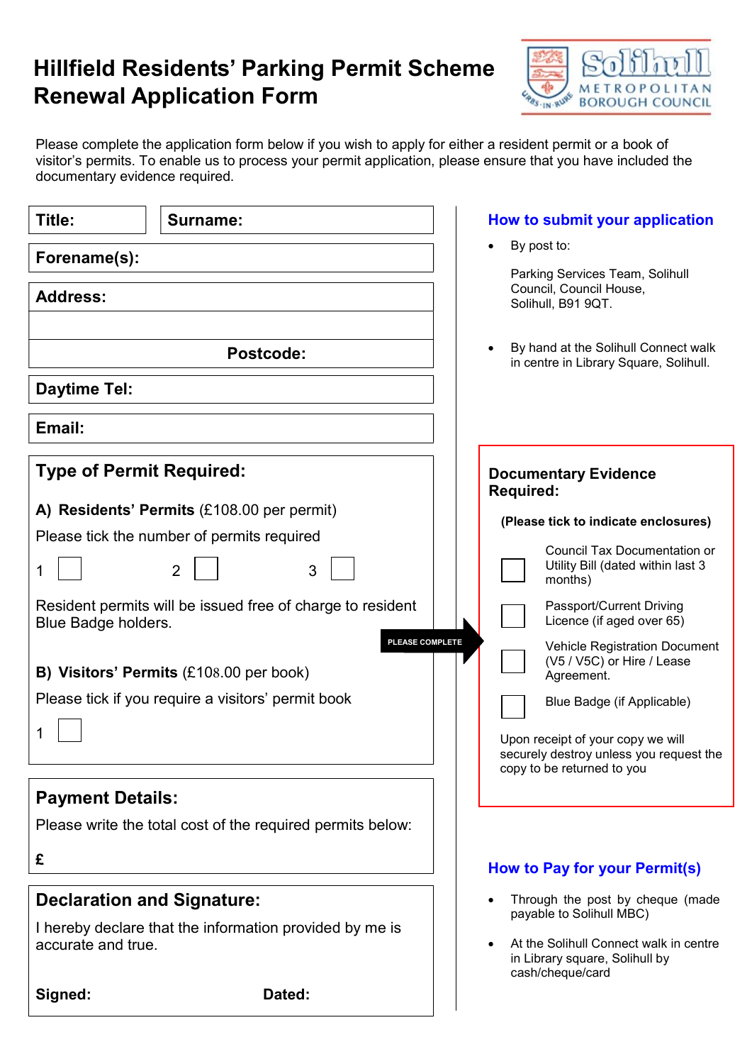# Hillfield Residents' Parking Permit Scheme Renewal Application Form

Solihull Metropolitan Borough Council

Please complete the application form below if you wish to apply for either a resident permit or a book of visitor's permits. To enable us to process your permit application, please ensure that you have included the documentary evidence required.

**Title:**

**Surname:**

**Forename(s):**

**Address:**

**Postcode:**

**Daytime Tel:**

**Email:**

## Type of Permit Required:

**A) Residents' Permits** (£108.00 per permit)

Please tick the number of permits required

1 ☐ 2 ☐ 3 ☐

Resident permits will be issued free of charge to resident Blue Badge holders.

**B) Visitors' Permits** (£108.00 per book)

Please tick if you require a visitors' permit book

1 ☐

PLEASE COMPLETE

## Payment Details:

Please write the total cost of the required permits below:

**£**

## Declaration and Signature:

I hereby declare that the information provided by me is accurate and true.

**Signed:** **Dated:**

## How to submit your application

- By post to:

  Parking Services Team, Solihull Council, Council House, Solihull, B91 9QT.

- By hand at the Solihull Connect walk in centre in Library Square, Solihull.

## Documentary Evidence Required:

**(Please tick to indicate enclosures)**

☐ Council Tax Documentation or Utility Bill (dated within last 3 months)

☐ Passport/Current Driving Licence (if aged over 65)

☐ Vehicle Registration Document (V5 / V5C) or Hire / Lease Agreement.

☐ Blue Badge (if Applicable)

Upon receipt of your copy we will securely destroy unless you request the copy to be returned to you

## How to Pay for your Permit(s)

- Through the post by cheque (made payable to Solihull MBC)
- At the Solihull Connect walk in centre in Library square, Solihull by cash/cheque/card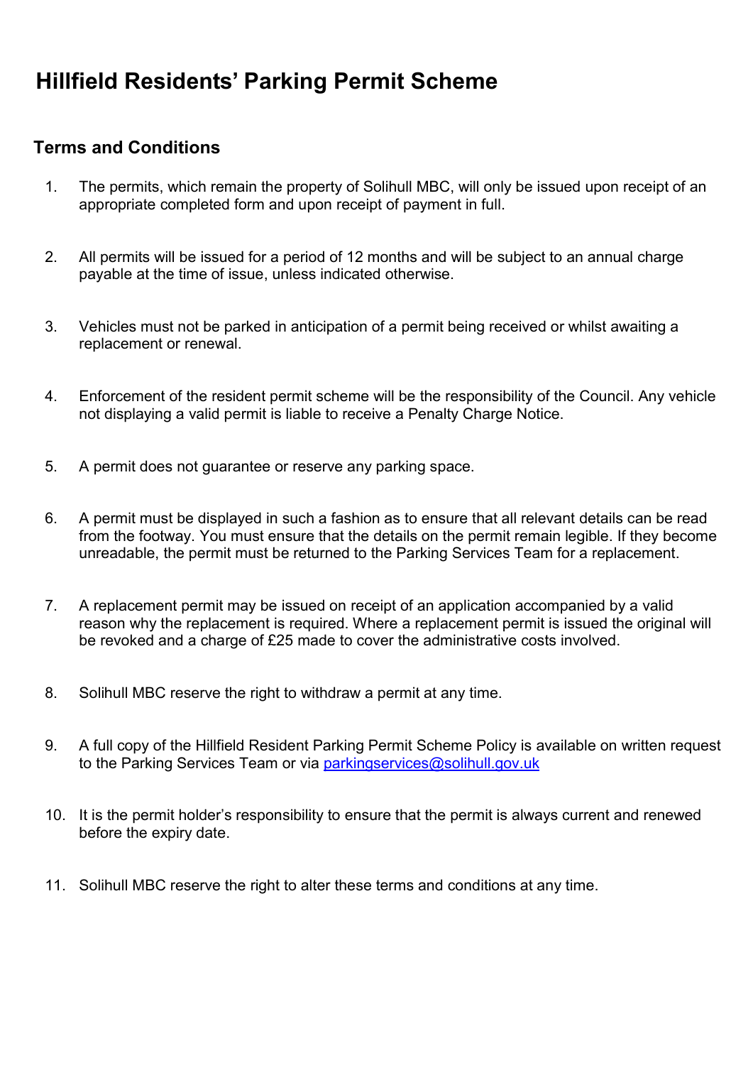# Hillfield Residents' Parking Permit Scheme

## Terms and Conditions

1. The permits, which remain the property of Solihull MBC, will only be issued upon receipt of an appropriate completed form and upon receipt of payment in full.

2. All permits will be issued for a period of 12 months and will be subject to an annual charge payable at the time of issue, unless indicated otherwise.

3. Vehicles must not be parked in anticipation of a permit being received or whilst awaiting a replacement or renewal.

4. Enforcement of the resident permit scheme will be the responsibility of the Council. Any vehicle not displaying a valid permit is liable to receive a Penalty Charge Notice.

5. A permit does not guarantee or reserve any parking space.

6. A permit must be displayed in such a fashion as to ensure that all relevant details can be read from the footway. You must ensure that the details on the permit remain legible. If they become unreadable, the permit must be returned to the Parking Services Team for a replacement.

7. A replacement permit may be issued on receipt of an application accompanied by a valid reason why the replacement is required. Where a replacement permit is issued the original will be revoked and a charge of £25 made to cover the administrative costs involved.

8. Solihull MBC reserve the right to withdraw a permit at any time.

9. A full copy of the Hillfield Resident Parking Permit Scheme Policy is available on written request to the Parking Services Team or via parkingservices@solihull.gov.uk

10. It is the permit holder's responsibility to ensure that the permit is always current and renewed before the expiry date.

11. Solihull MBC reserve the right to alter these terms and conditions at any time.